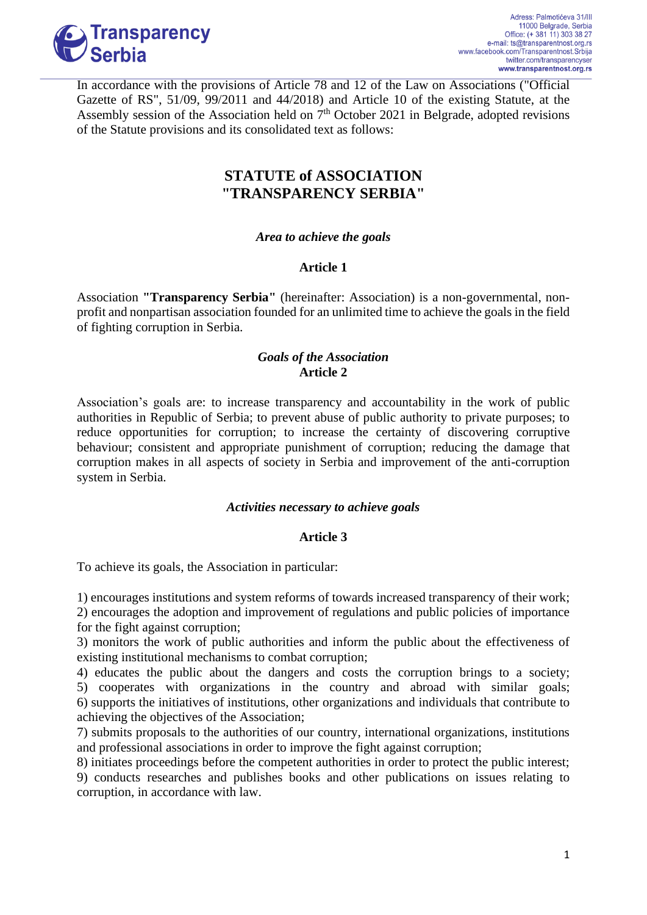In accordance with the provisions of Article 78 and 12 of the Law on Associations ("Official Gazette of RS", 51/09, 99/2011 and 44/2018) and Article 10 of the existing Statute, at the Assembly session of the Association held on 7th October 2021 in Belgrade, adopted revisions of the Statute provisions and its consolidated text as follows:

# STATUTE of ASSOCIATION "TRANSPARENCY SERBIA"

### *Area to achieve the goals*

### Article 1

Association **"Transparency Serbia"** (hereinafter: Association) is a non-governmental, non-profit and nonpartisan association founded for an unlimited time to achieve the goals in the field of fighting corruption in Serbia.

### *Goals of the Association*
### Article 2

Association's goals are: to increase transparency and accountability in the work of public authorities in Republic of Serbia; to prevent abuse of public authority to private purposes; to reduce opportunities for corruption; to increase the certainty of discovering corruptive behaviour; consistent and appropriate punishment of corruption; reducing the damage that corruption makes in all aspects of society in Serbia and improvement of the anti-corruption system in Serbia.

### *Activities necessary to achieve goals*

### Article 3

To achieve its goals, the Association in particular:

1) encourages institutions and system reforms of towards increased transparency of their work;
2) encourages the adoption and improvement of regulations and public policies of importance for the fight against corruption;
3) monitors the work of public authorities and inform the public about the effectiveness of existing institutional mechanisms to combat corruption;
4) educates the public about the dangers and costs the corruption brings to a society;
5) cooperates with organizations in the country and abroad with similar goals;
6) supports the initiatives of institutions, other organizations and individuals that contribute to achieving the objectives of the Association;
7) submits proposals to the authorities of our country, international organizations, institutions and professional associations in order to improve the fight against corruption;
8) initiates proceedings before the competent authorities in order to protect the public interest;
9) conducts researches and publishes books and other publications on issues relating to corruption, in accordance with law.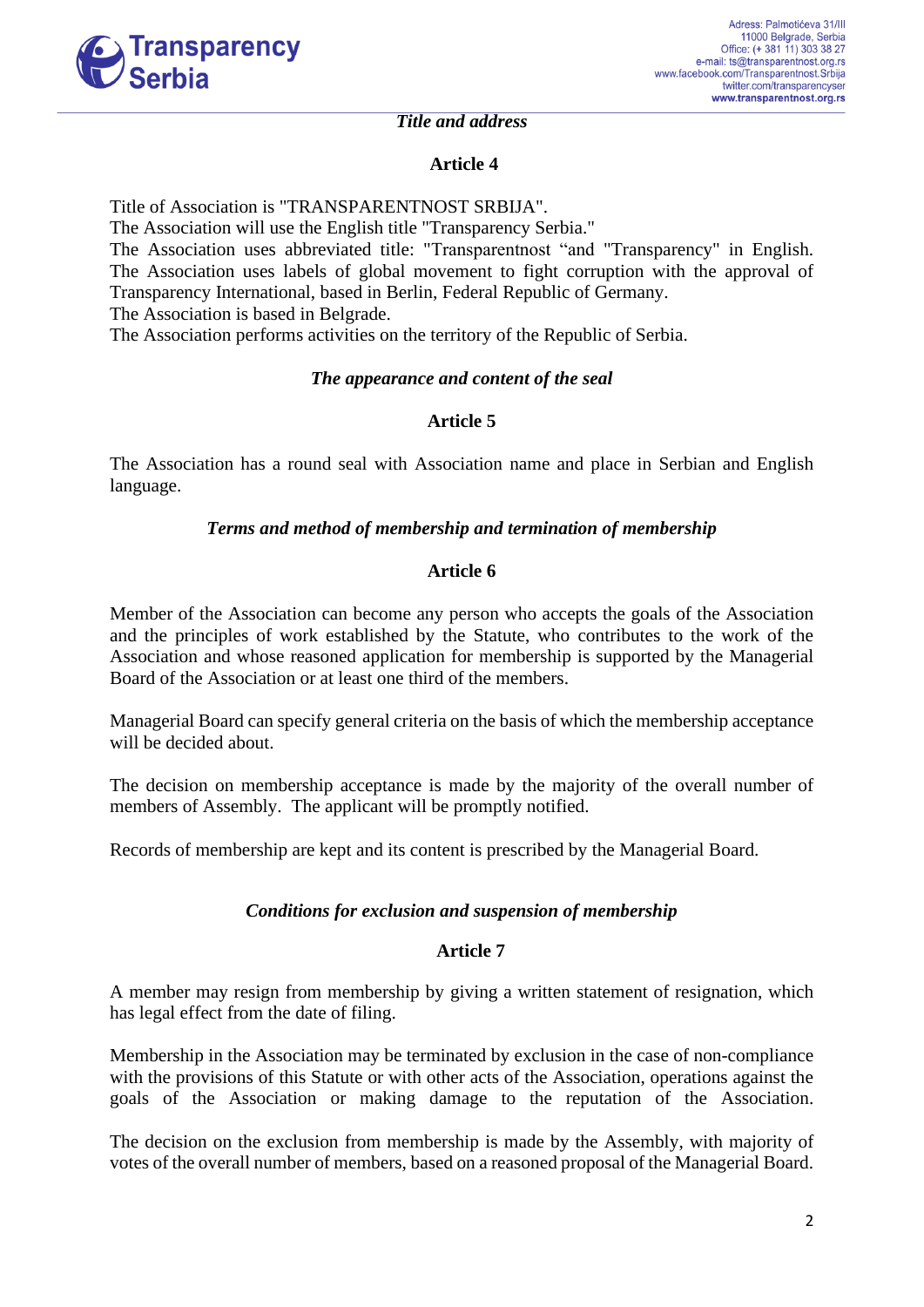*Title and address*

**Article 4**

Title of Association is "TRANSPARENTNOST SRBIJA".
The Association will use the English title "Transparency Serbia."
The Association uses abbreviated title: "Transparentnost "and "Transparency" in English.
The Association uses labels of global movement to fight corruption with the approval of Transparency International, based in Berlin, Federal Republic of Germany.
The Association is based in Belgrade.
The Association performs activities on the territory of the Republic of Serbia.

***The appearance and content of the seal***

**Article 5**

The Association has a round seal with Association name and place in Serbian and English language.

***Terms and method of membership and termination of membership***

**Article 6**

Member of the Association can become any person who accepts the goals of the Association and the principles of work established by the Statute, who contributes to the work of the Association and whose reasoned application for membership is supported by the Managerial Board of the Association or at least one third of the members.

Managerial Board can specify general criteria on the basis of which the membership acceptance will be decided about.

The decision on membership acceptance is made by the majority of the overall number of members of Assembly. The applicant will be promptly notified.

Records of membership are kept and its content is prescribed by the Managerial Board.

***Conditions for exclusion and suspension of membership***

**Article 7**

A member may resign from membership by giving a written statement of resignation, which has legal effect from the date of filing.

Membership in the Association may be terminated by exclusion in the case of non-compliance with the provisions of this Statute or with other acts of the Association, operations against the goals of the Association or making damage to the reputation of the Association.

The decision on the exclusion from membership is made by the Assembly, with majority of votes of the overall number of members, based on a reasoned proposal of the Managerial Board.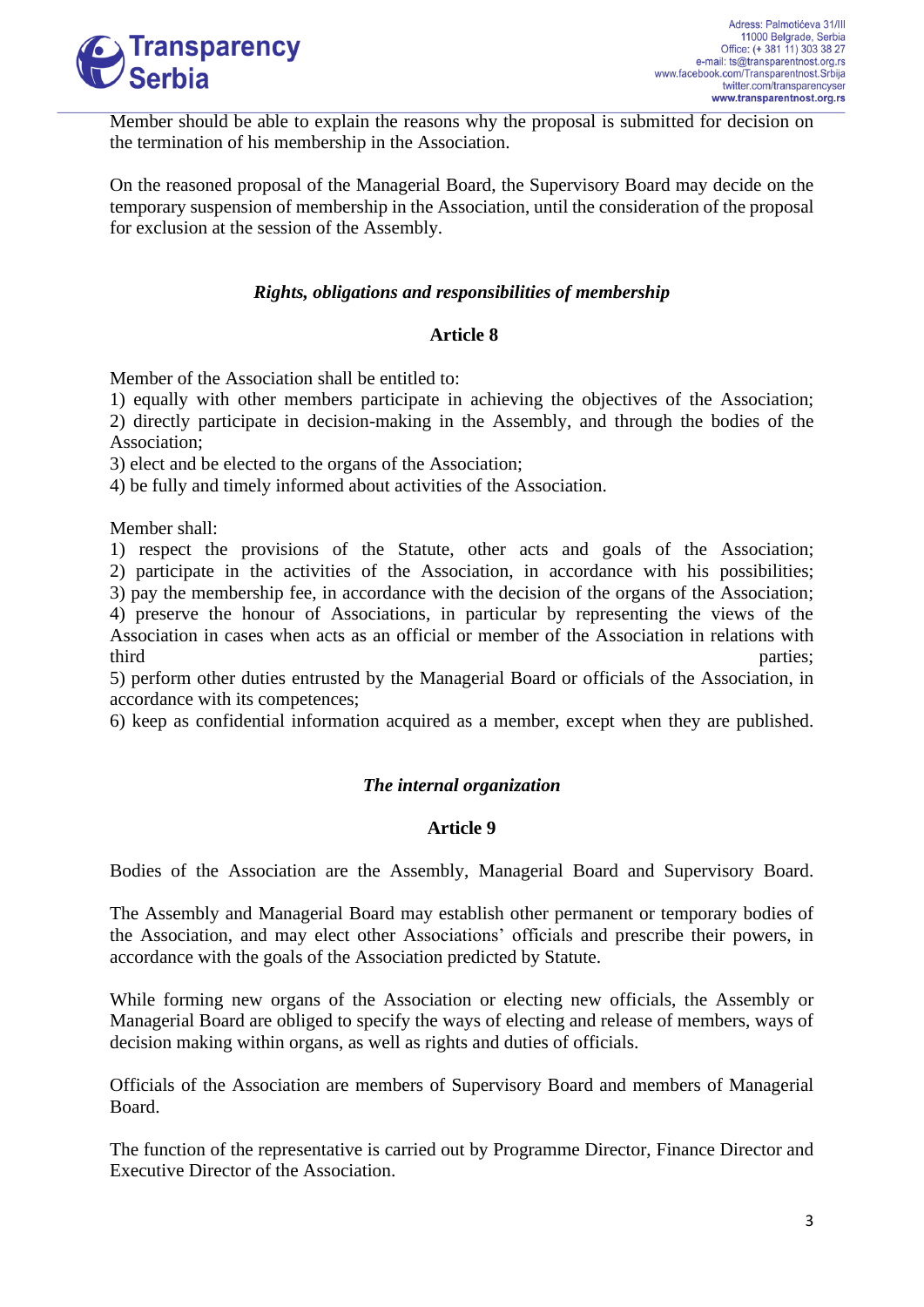Member should be able to explain the reasons why the proposal is submitted for decision on the termination of his membership in the Association.

On the reasoned proposal of the Managerial Board, the Supervisory Board may decide on the temporary suspension of membership in the Association, until the consideration of the proposal for exclusion at the session of the Assembly.

### *Rights, obligations and responsibilities of membership*

### Article 8

Member of the Association shall be entitled to:
1) equally with other members participate in achieving the objectives of the Association;
2) directly participate in decision-making in the Assembly, and through the bodies of the Association;
3) elect and be elected to the organs of the Association;
4) be fully and timely informed about activities of the Association.

Member shall:
1) respect the provisions of the Statute, other acts and goals of the Association;
2) participate in the activities of the Association, in accordance with his possibilities;
3) pay the membership fee, in accordance with the decision of the organs of the Association;
4) preserve the honour of Associations, in particular by representing the views of the Association in cases when acts as an official or member of the Association in relations with third parties;
5) perform other duties entrusted by the Managerial Board or officials of the Association, in accordance with its competences;
6) keep as confidential information acquired as a member, except when they are published.

### *The internal organization*

### Article 9

Bodies of the Association are the Assembly, Managerial Board and Supervisory Board.

The Assembly and Managerial Board may establish other permanent or temporary bodies of the Association, and may elect other Associations' officials and prescribe their powers, in accordance with the goals of the Association predicted by Statute.

While forming new organs of the Association or electing new officials, the Assembly or Managerial Board are obliged to specify the ways of electing and release of members, ways of decision making within organs, as well as rights and duties of officials.

Officials of the Association are members of Supervisory Board and members of Managerial Board.

The function of the representative is carried out by Programme Director, Finance Director and Executive Director of the Association.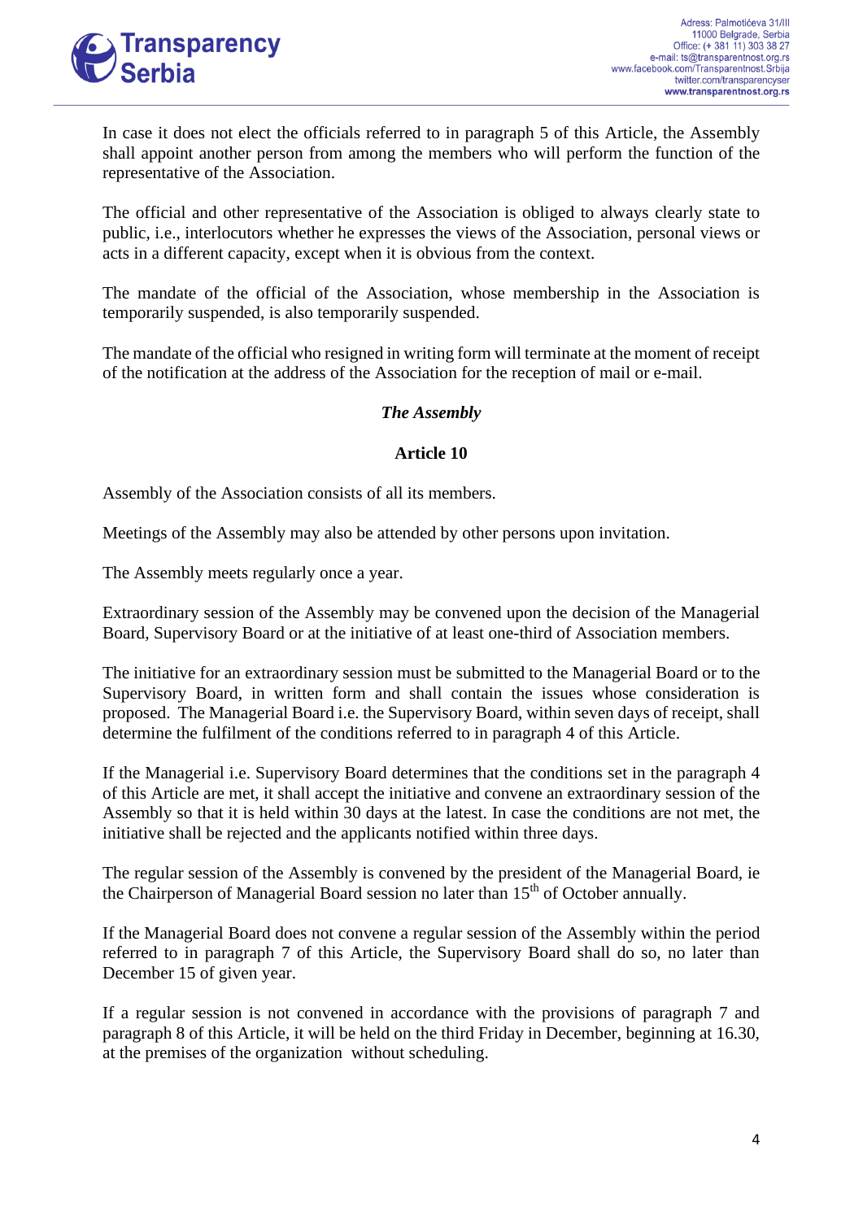In case it does not elect the officials referred to in paragraph 5 of this Article, the Assembly shall appoint another person from among the members who will perform the function of the representative of the Association.

The official and other representative of the Association is obliged to always clearly state to public, i.e., interlocutors whether he expresses the views of the Association, personal views or acts in a different capacity, except when it is obvious from the context.

The mandate of the official of the Association, whose membership in the Association is temporarily suspended, is also temporarily suspended.

The mandate of the official who resigned in writing form will terminate at the moment of receipt of the notification at the address of the Association for the reception of mail or e-mail.

***The Assembly***

**Article 10**

Assembly of the Association consists of all its members.

Meetings of the Assembly may also be attended by other persons upon invitation.

The Assembly meets regularly once a year.

Extraordinary session of the Assembly may be convened upon the decision of the Managerial Board, Supervisory Board or at the initiative of at least one-third of Association members.

The initiative for an extraordinary session must be submitted to the Managerial Board or to the Supervisory Board, in written form and shall contain the issues whose consideration is proposed. The Managerial Board i.e. the Supervisory Board, within seven days of receipt, shall determine the fulfilment of the conditions referred to in paragraph 4 of this Article.

If the Managerial i.e. Supervisory Board determines that the conditions set in the paragraph 4 of this Article are met, it shall accept the initiative and convene an extraordinary session of the Assembly so that it is held within 30 days at the latest. In case the conditions are not met, the initiative shall be rejected and the applicants notified within three days.

The regular session of the Assembly is convened by the president of the Managerial Board, ie the Chairperson of Managerial Board session no later than 15th of October annually.

If the Managerial Board does not convene a regular session of the Assembly within the period referred to in paragraph 7 of this Article, the Supervisory Board shall do so, no later than December 15 of given year.

If a regular session is not convened in accordance with the provisions of paragraph 7 and paragraph 8 of this Article, it will be held on the third Friday in December, beginning at 16.30, at the premises of the organization without scheduling.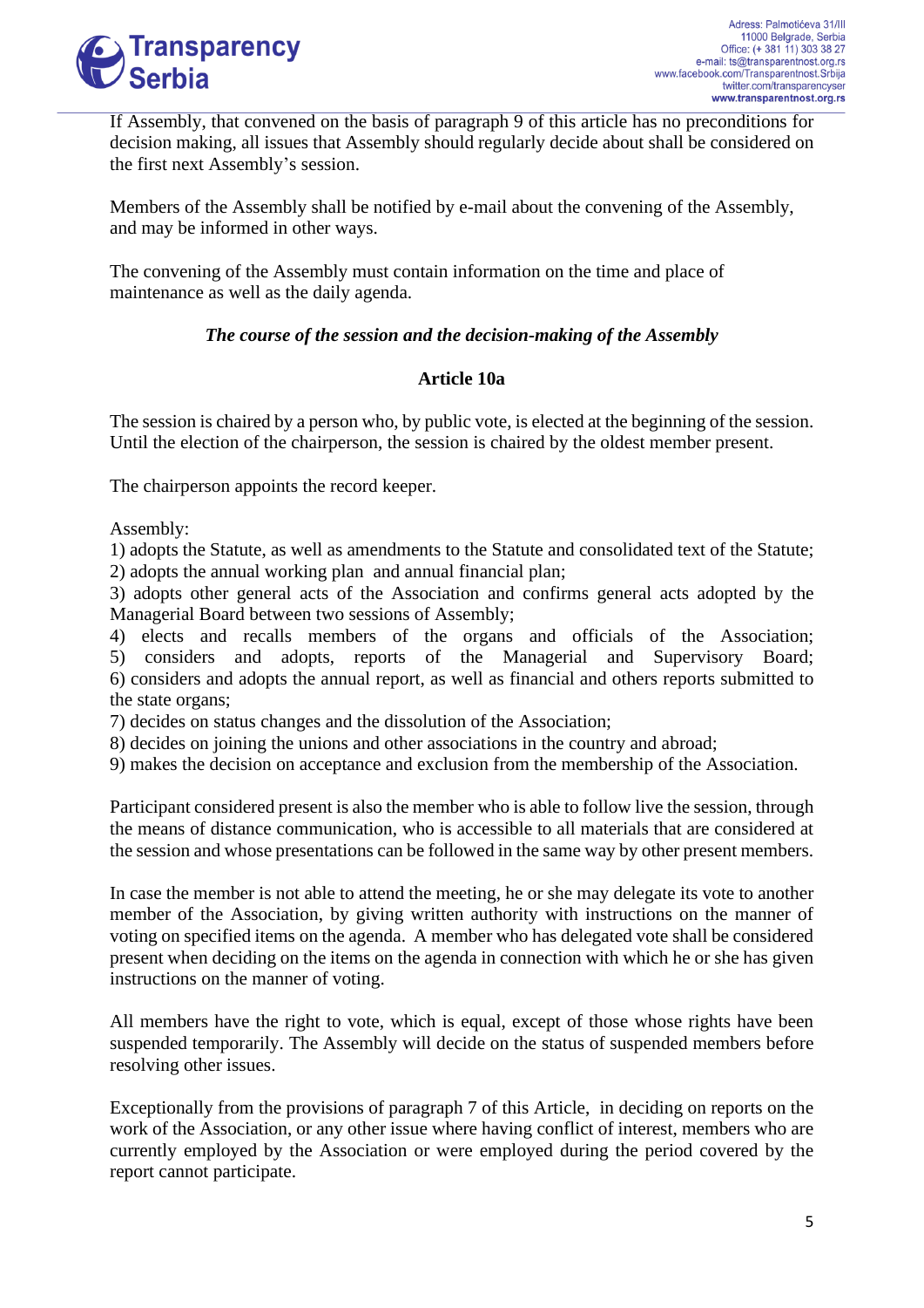If Assembly, that convened on the basis of paragraph 9 of this article has no preconditions for decision making, all issues that Assembly should regularly decide about shall be considered on the first next Assembly's session.

Members of the Assembly shall be notified by e-mail about the convening of the Assembly, and may be informed in other ways.

The convening of the Assembly must contain information on the time and place of maintenance as well as the daily agenda.

### *The course of the session and the decision-making of the Assembly*

### Article 10a

The session is chaired by a person who, by public vote, is elected at the beginning of the session. Until the election of the chairperson, the session is chaired by the oldest member present.

The chairperson appoints the record keeper.

Assembly:
1) adopts the Statute, as well as amendments to the Statute and consolidated text of the Statute;
2) adopts the annual working plan and annual financial plan;
3) adopts other general acts of the Association and confirms general acts adopted by the Managerial Board between two sessions of Assembly;
4) elects and recalls members of the organs and officials of the Association;
5) considers and adopts, reports of the Managerial and Supervisory Board;
6) considers and adopts the annual report, as well as financial and others reports submitted to the state organs;
7) decides on status changes and the dissolution of the Association;
8) decides on joining the unions and other associations in the country and abroad;
9) makes the decision on acceptance and exclusion from the membership of the Association.

Participant considered present is also the member who is able to follow live the session, through the means of distance communication, who is accessible to all materials that are considered at the session and whose presentations can be followed in the same way by other present members.

In case the member is not able to attend the meeting, he or she may delegate its vote to another member of the Association, by giving written authority with instructions on the manner of voting on specified items on the agenda. A member who has delegated vote shall be considered present when deciding on the items on the agenda in connection with which he or she has given instructions on the manner of voting.

All members have the right to vote, which is equal, except of those whose rights have been suspended temporarily. The Assembly will decide on the status of suspended members before resolving other issues.

Exceptionally from the provisions of paragraph 7 of this Article, in deciding on reports on the work of the Association, or any other issue where having conflict of interest, members who are currently employed by the Association or were employed during the period covered by the report cannot participate.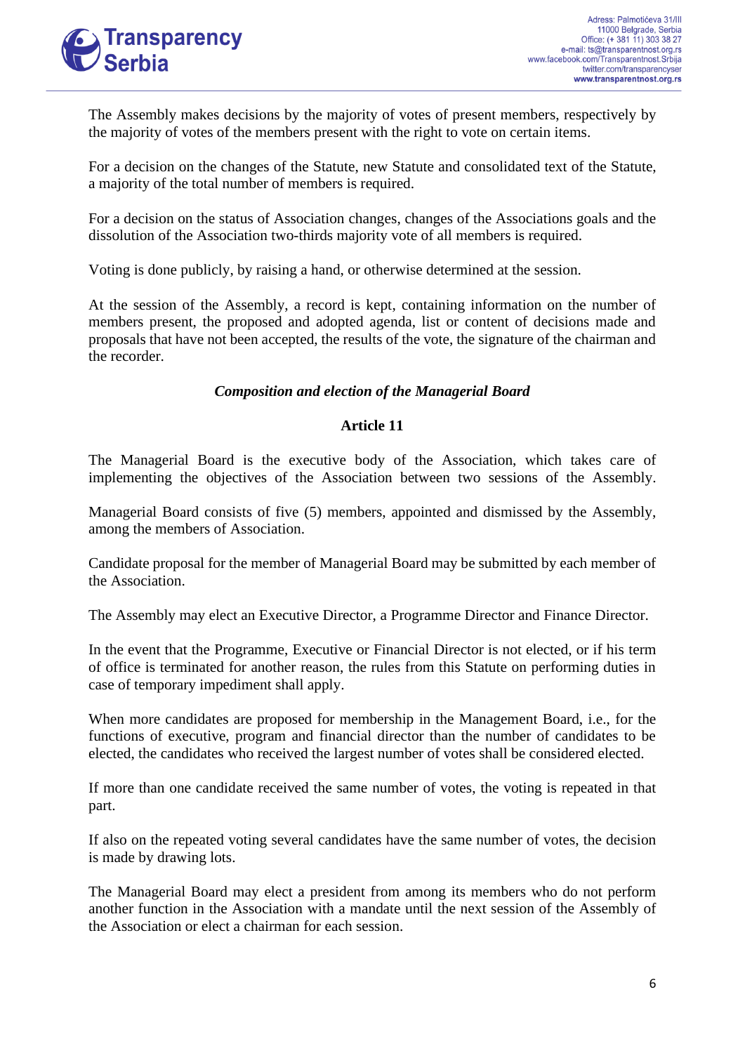The Assembly makes decisions by the majority of votes of present members, respectively by the majority of votes of the members present with the right to vote on certain items.

For a decision on the changes of the Statute, new Statute and consolidated text of the Statute, a majority of the total number of members is required.

For a decision on the status of Association changes, changes of the Associations goals and the dissolution of the Association two-thirds majority vote of all members is required.

Voting is done publicly, by raising a hand, or otherwise determined at the session.

At the session of the Assembly, a record is kept, containing information on the number of members present, the proposed and adopted agenda, list or content of decisions made and proposals that have not been accepted, the results of the vote, the signature of the chairman and the recorder.

### *Composition and election of the Managerial Board*

### Article 11

The Managerial Board is the executive body of the Association, which takes care of implementing the objectives of the Association between two sessions of the Assembly.

Managerial Board consists of five (5) members, appointed and dismissed by the Assembly, among the members of Association.

Candidate proposal for the member of Managerial Board may be submitted by each member of the Association.

The Assembly may elect an Executive Director, a Programme Director and Finance Director.

In the event that the Programme, Executive or Financial Director is not elected, or if his term of office is terminated for another reason, the rules from this Statute on performing duties in case of temporary impediment shall apply.

When more candidates are proposed for membership in the Management Board, i.e., for the functions of executive, program and financial director than the number of candidates to be elected, the candidates who received the largest number of votes shall be considered elected.

If more than one candidate received the same number of votes, the voting is repeated in that part.

If also on the repeated voting several candidates have the same number of votes, the decision is made by drawing lots.

The Managerial Board may elect a president from among its members who do not perform another function in the Association with a mandate until the next session of the Assembly of the Association or elect a chairman for each session.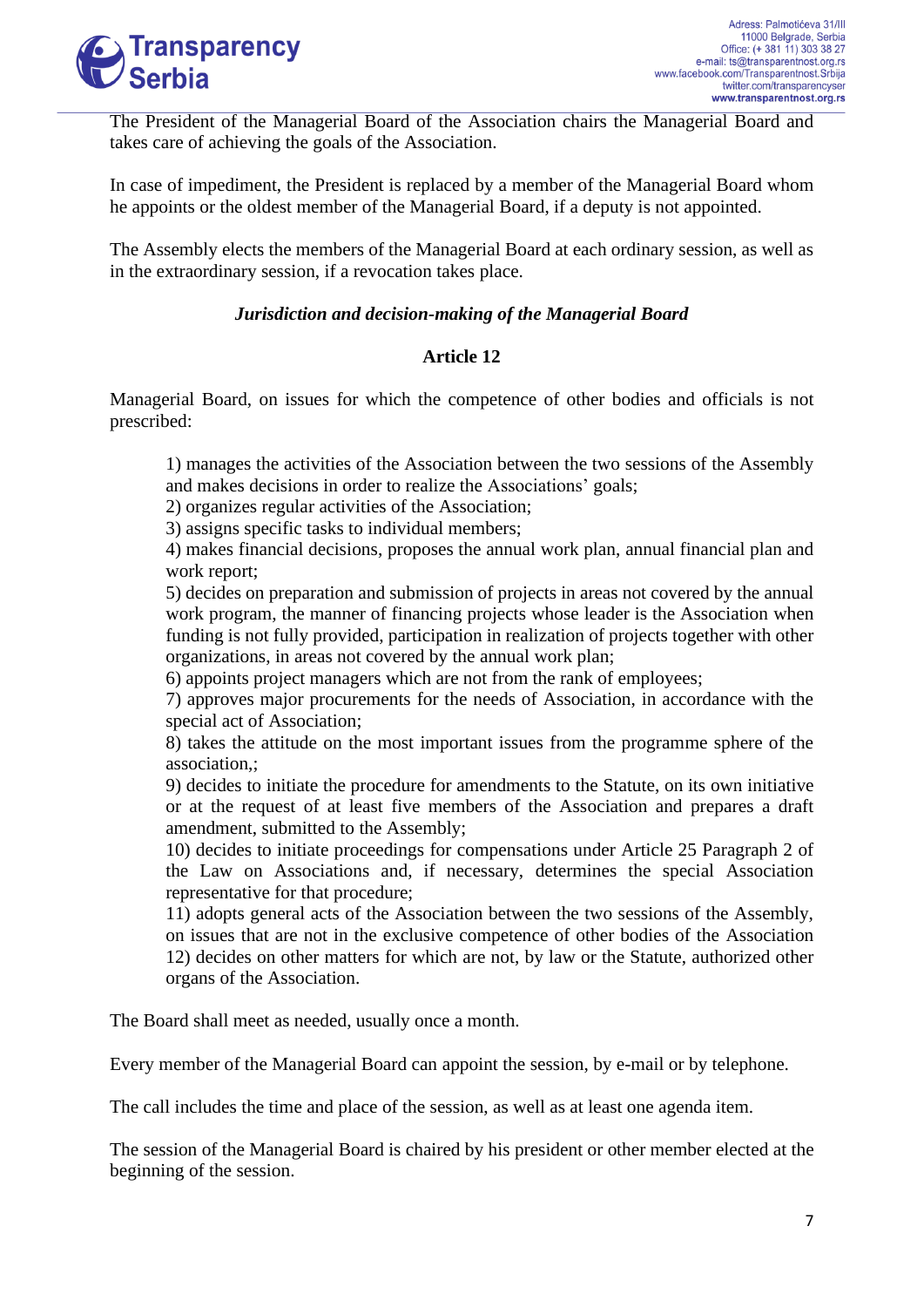The President of the Managerial Board of the Association chairs the Managerial Board and takes care of achieving the goals of the Association.

In case of impediment, the President is replaced by a member of the Managerial Board whom he appoints or the oldest member of the Managerial Board, if a deputy is not appointed.

The Assembly elects the members of the Managerial Board at each ordinary session, as well as in the extraordinary session, if a revocation takes place.

***Jurisdiction and decision-making of the Managerial Board***

**Article 12**

Managerial Board, on issues for which the competence of other bodies and officials is not prescribed:

1) manages the activities of the Association between the two sessions of the Assembly and makes decisions in order to realize the Associations' goals;
2) organizes regular activities of the Association;
3) assigns specific tasks to individual members;
4) makes financial decisions, proposes the annual work plan, annual financial plan and work report;
5) decides on preparation and submission of projects in areas not covered by the annual work program, the manner of financing projects whose leader is the Association when funding is not fully provided, participation in realization of projects together with other organizations, in areas not covered by the annual work plan;
6) appoints project managers which are not from the rank of employees;
7) approves major procurements for the needs of Association, in accordance with the special act of Association;
8) takes the attitude on the most important issues from the programme sphere of the association,;
9) decides to initiate the procedure for amendments to the Statute, on its own initiative or at the request of at least five members of the Association and prepares a draft amendment, submitted to the Assembly;
10) decides to initiate proceedings for compensations under Article 25 Paragraph 2 of the Law on Associations and, if necessary, determines the special Association representative for that procedure;
11) adopts general acts of the Association between the two sessions of the Assembly, on issues that are not in the exclusive competence of other bodies of the Association
12) decides on other matters for which are not, by law or the Statute, authorized other organs of the Association.

The Board shall meet as needed, usually once a month.

Every member of the Managerial Board can appoint the session, by e-mail or by telephone.

The call includes the time and place of the session, as well as at least one agenda item.

The session of the Managerial Board is chaired by his president or other member elected at the beginning of the session.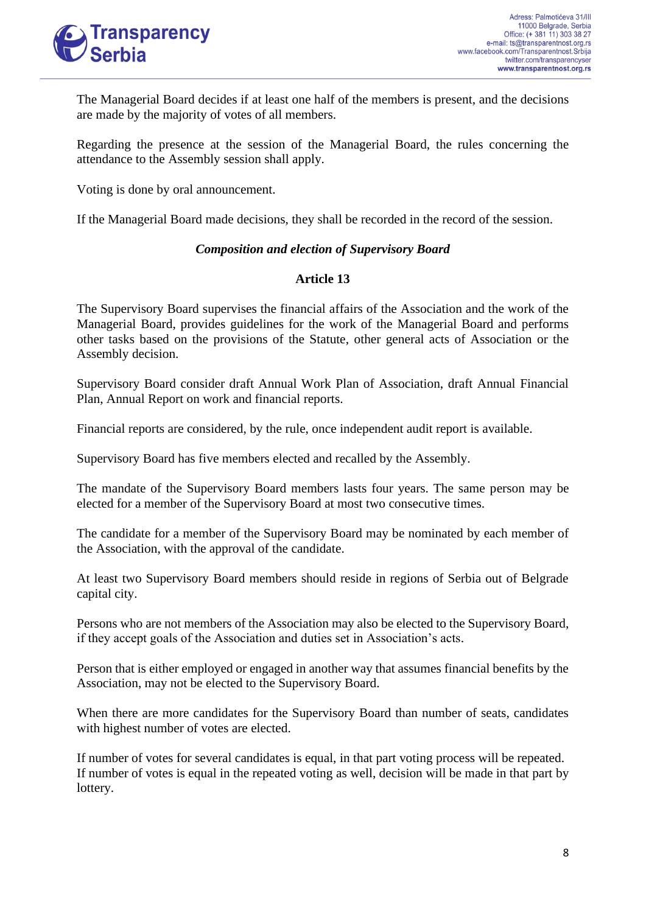The Managerial Board decides if at least one half of the members is present, and the decisions are made by the majority of votes of all members.

Regarding the presence at the session of the Managerial Board, the rules concerning the attendance to the Assembly session shall apply.

Voting is done by oral announcement.

If the Managerial Board made decisions, they shall be recorded in the record of the session.

### *Composition and election of Supervisory Board*

### Article 13

The Supervisory Board supervises the financial affairs of the Association and the work of the Managerial Board, provides guidelines for the work of the Managerial Board and performs other tasks based on the provisions of the Statute, other general acts of Association or the Assembly decision.

Supervisory Board consider draft Annual Work Plan of Association, draft Annual Financial Plan, Annual Report on work and financial reports.

Financial reports are considered, by the rule, once independent audit report is available.

Supervisory Board has five members elected and recalled by the Assembly.

The mandate of the Supervisory Board members lasts four years. The same person may be elected for a member of the Supervisory Board at most two consecutive times.

The candidate for a member of the Supervisory Board may be nominated by each member of the Association, with the approval of the candidate.

At least two Supervisory Board members should reside in regions of Serbia out of Belgrade capital city.

Persons who are not members of the Association may also be elected to the Supervisory Board, if they accept goals of the Association and duties set in Association's acts.

Person that is either employed or engaged in another way that assumes financial benefits by the Association, may not be elected to the Supervisory Board.

When there are more candidates for the Supervisory Board than number of seats, candidates with highest number of votes are elected.

If number of votes for several candidates is equal, in that part voting process will be repeated. If number of votes is equal in the repeated voting as well, decision will be made in that part by lottery.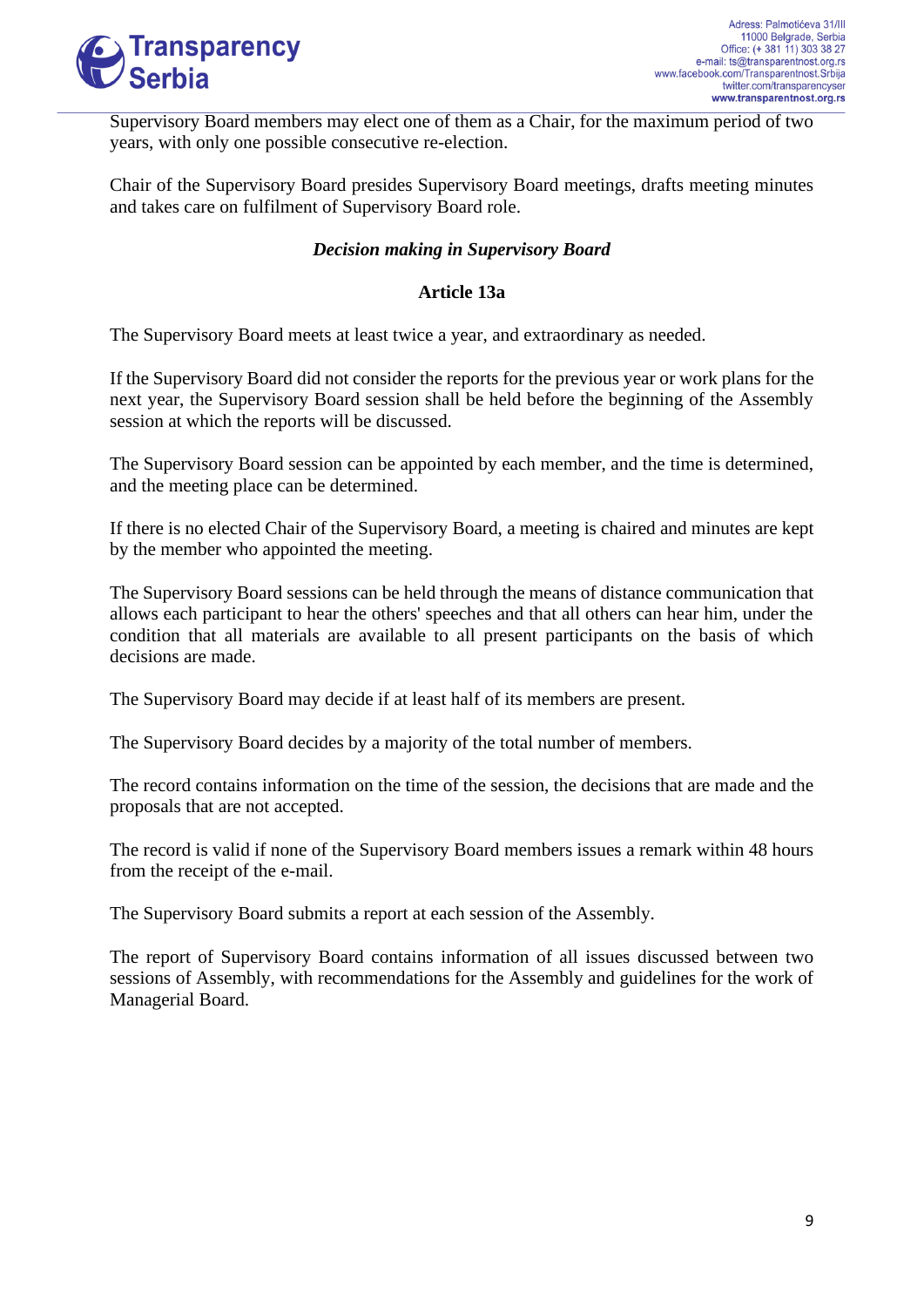Supervisory Board members may elect one of them as a Chair, for the maximum period of two years, with only one possible consecutive re-election.

Chair of the Supervisory Board presides Supervisory Board meetings, drafts meeting minutes and takes care on fulfilment of Supervisory Board role.

### *Decision making in Supervisory Board*

### Article 13a

The Supervisory Board meets at least twice a year, and extraordinary as needed.

If the Supervisory Board did not consider the reports for the previous year or work plans for the next year, the Supervisory Board session shall be held before the beginning of the Assembly session at which the reports will be discussed.

The Supervisory Board session can be appointed by each member, and the time is determined, and the meeting place can be determined.

If there is no elected Chair of the Supervisory Board, a meeting is chaired and minutes are kept by the member who appointed the meeting.

The Supervisory Board sessions can be held through the means of distance communication that allows each participant to hear the others' speeches and that all others can hear him, under the condition that all materials are available to all present participants on the basis of which decisions are made.

The Supervisory Board may decide if at least half of its members are present.

The Supervisory Board decides by a majority of the total number of members.

The record contains information on the time of the session, the decisions that are made and the proposals that are not accepted.

The record is valid if none of the Supervisory Board members issues a remark within 48 hours from the receipt of the e-mail.

The Supervisory Board submits a report at each session of the Assembly.

The report of Supervisory Board contains information of all issues discussed between two sessions of Assembly, with recommendations for the Assembly and guidelines for the work of Managerial Board.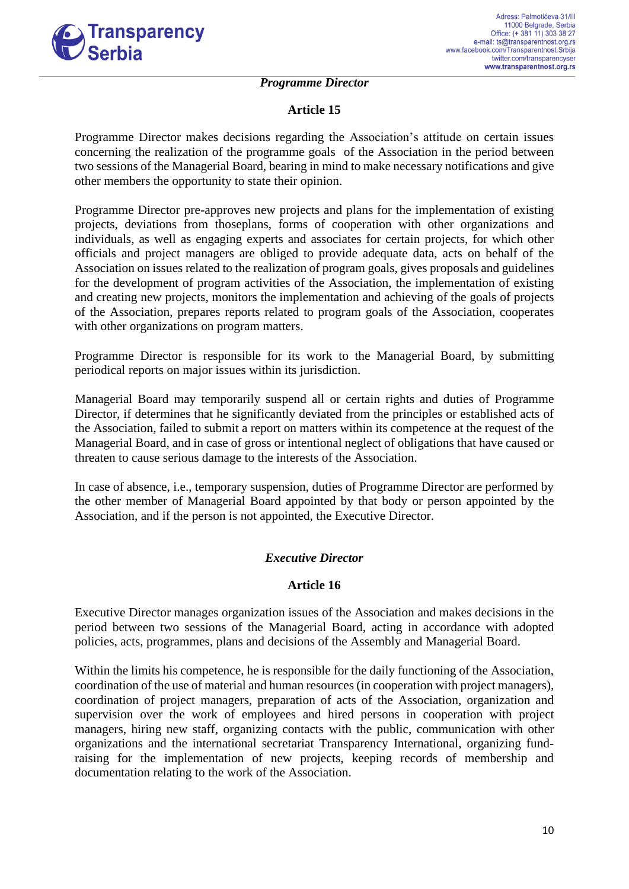***Programme Director***

**Article 15**

Programme Director makes decisions regarding the Association's attitude on certain issues concerning the realization of the programme goals of the Association in the period between two sessions of the Managerial Board, bearing in mind to make necessary notifications and give other members the opportunity to state their opinion.

Programme Director pre-approves new projects and plans for the implementation of existing projects, deviations from thoseplans, forms of cooperation with other organizations and individuals, as well as engaging experts and associates for certain projects, for which other officials and project managers are obliged to provide adequate data, acts on behalf of the Association on issues related to the realization of program goals, gives proposals and guidelines for the development of program activities of the Association, the implementation of existing and creating new projects, monitors the implementation and achieving of the goals of projects of the Association, prepares reports related to program goals of the Association, cooperates with other organizations on program matters.

Programme Director is responsible for its work to the Managerial Board, by submitting periodical reports on major issues within its jurisdiction.

Managerial Board may temporarily suspend all or certain rights and duties of Programme Director, if determines that he significantly deviated from the principles or established acts of the Association, failed to submit a report on matters within its competence at the request of the Managerial Board, and in case of gross or intentional neglect of obligations that have caused or threaten to cause serious damage to the interests of the Association.

In case of absence, i.e., temporary suspension, duties of Programme Director are performed by the other member of Managerial Board appointed by that body or person appointed by the Association, and if the person is not appointed, the Executive Director.

***Executive Director***

**Article 16**

Executive Director manages organization issues of the Association and makes decisions in the period between two sessions of the Managerial Board, acting in accordance with adopted policies, acts, programmes, plans and decisions of the Assembly and Managerial Board.

Within the limits his competence, he is responsible for the daily functioning of the Association, coordination of the use of material and human resources (in cooperation with project managers), coordination of project managers, preparation of acts of the Association, organization and supervision over the work of employees and hired persons in cooperation with project managers, hiring new staff, organizing contacts with the public, communication with other organizations and the international secretariat Transparency International, organizing fund-raising for the implementation of new projects, keeping records of membership and documentation relating to the work of the Association.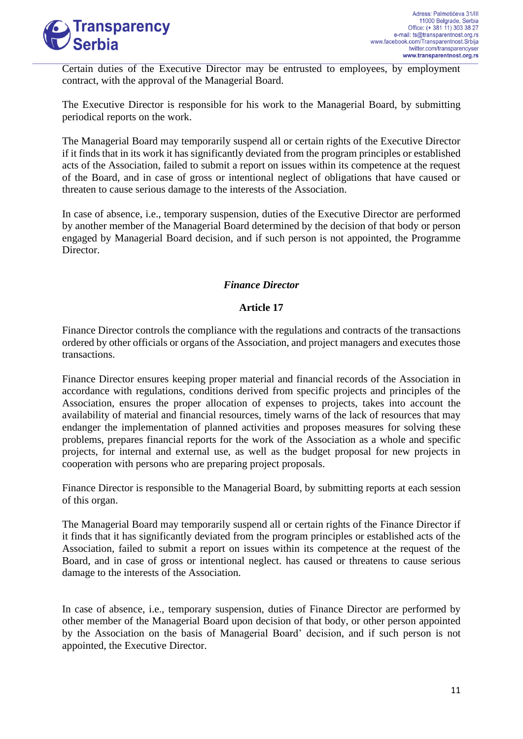Certain duties of the Executive Director may be entrusted to employees, by employment contract, with the approval of the Managerial Board.

The Executive Director is responsible for his work to the Managerial Board, by submitting periodical reports on the work.

The Managerial Board may temporarily suspend all or certain rights of the Executive Director if it finds that in its work it has significantly deviated from the program principles or established acts of the Association, failed to submit a report on issues within its competence at the request of the Board, and in case of gross or intentional neglect of obligations that have caused or threaten to cause serious damage to the interests of the Association.

In case of absence, i.e., temporary suspension, duties of the Executive Director are performed by another member of the Managerial Board determined by the decision of that body or person engaged by Managerial Board decision, and if such person is not appointed, the Programme Director.

### *Finance Director*

### Article 17

Finance Director controls the compliance with the regulations and contracts of the transactions ordered by other officials or organs of the Association, and project managers and executes those transactions.

Finance Director ensures keeping proper material and financial records of the Association in accordance with regulations, conditions derived from specific projects and principles of the Association, ensures the proper allocation of expenses to projects, takes into account the availability of material and financial resources, timely warns of the lack of resources that may endanger the implementation of planned activities and proposes measures for solving these problems, prepares financial reports for the work of the Association as a whole and specific projects, for internal and external use, as well as the budget proposal for new projects in cooperation with persons who are preparing project proposals.

Finance Director is responsible to the Managerial Board, by submitting reports at each session of this organ.

The Managerial Board may temporarily suspend all or certain rights of the Finance Director if it finds that it has significantly deviated from the program principles or established acts of the Association, failed to submit a report on issues within its competence at the request of the Board, and in case of gross or intentional neglect. has caused or threatens to cause serious damage to the interests of the Association.

In case of absence, i.e., temporary suspension, duties of Finance Director are performed by other member of the Managerial Board upon decision of that body, or other person appointed by the Association on the basis of Managerial Board' decision, and if such person is not appointed, the Executive Director.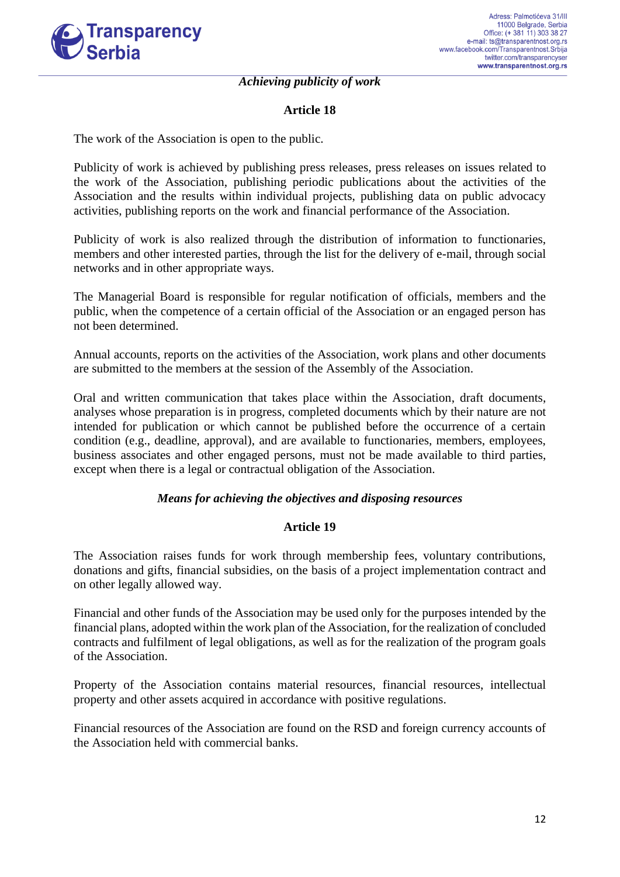*Achieving publicity of work*

**Article 18**

The work of the Association is open to the public.

Publicity of work is achieved by publishing press releases, press releases on issues related to the work of the Association, publishing periodic publications about the activities of the Association and the results within individual projects, publishing data on public advocacy activities, publishing reports on the work and financial performance of the Association.

Publicity of work is also realized through the distribution of information to functionaries, members and other interested parties, through the list for the delivery of e-mail, through social networks and in other appropriate ways.

The Managerial Board is responsible for regular notification of officials, members and the public, when the competence of a certain official of the Association or an engaged person has not been determined.

Annual accounts, reports on the activities of the Association, work plans and other documents are submitted to the members at the session of the Assembly of the Association.

Oral and written communication that takes place within the Association, draft documents, analyses whose preparation is in progress, completed documents which by their nature are not intended for publication or which cannot be published before the occurrence of a certain condition (e.g., deadline, approval), and are available to functionaries, members, employees, business associates and other engaged persons, must not be made available to third parties, except when there is a legal or contractual obligation of the Association.

*Means for achieving the objectives and disposing resources*

**Article 19**

The Association raises funds for work through membership fees, voluntary contributions, donations and gifts, financial subsidies, on the basis of a project implementation contract and on other legally allowed way.

Financial and other funds of the Association may be used only for the purposes intended by the financial plans, adopted within the work plan of the Association, for the realization of concluded contracts and fulfilment of legal obligations, as well as for the realization of the program goals of the Association.

Property of the Association contains material resources, financial resources, intellectual property and other assets acquired in accordance with positive regulations.

Financial resources of the Association are found on the RSD and foreign currency accounts of the Association held with commercial banks.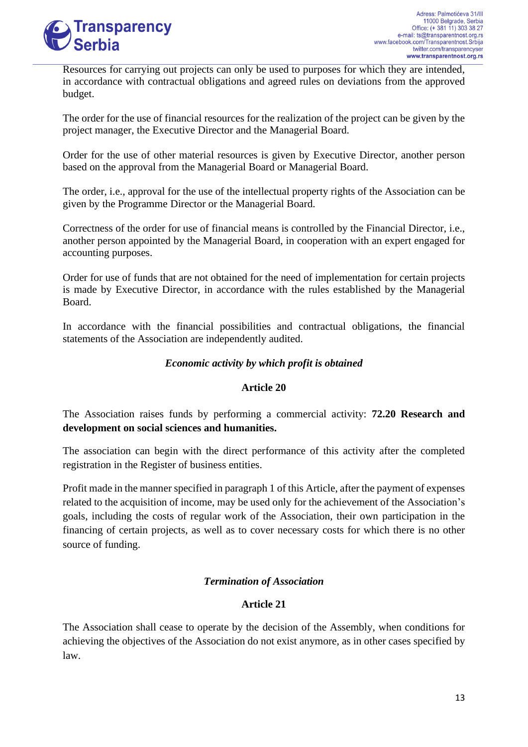Resources for carrying out projects can only be used to purposes for which they are intended, in accordance with contractual obligations and agreed rules on deviations from the approved budget.

The order for the use of financial resources for the realization of the project can be given by the project manager, the Executive Director and the Managerial Board.

Order for the use of other material resources is given by Executive Director, another person based on the approval from the Managerial Board or Managerial Board.

The order, i.e., approval for the use of the intellectual property rights of the Association can be given by the Programme Director or the Managerial Board.

Correctness of the order for use of financial means is controlled by the Financial Director, i.e., another person appointed by the Managerial Board, in cooperation with an expert engaged for accounting purposes.

Order for use of funds that are not obtained for the need of implementation for certain projects is made by Executive Director, in accordance with the rules established by the Managerial Board.

In accordance with the financial possibilities and contractual obligations, the financial statements of the Association are independently audited.

***Economic activity by which profit is obtained***

**Article 20**

The Association raises funds by performing a commercial activity: **72.20 Research and development on social sciences and humanities.**

The association can begin with the direct performance of this activity after the completed registration in the Register of business entities.

Profit made in the manner specified in paragraph 1 of this Article, after the payment of expenses related to the acquisition of income, may be used only for the achievement of the Association's goals, including the costs of regular work of the Association, their own participation in the financing of certain projects, as well as to cover necessary costs for which there is no other source of funding.

***Termination of Association***

**Article 21**

The Association shall cease to operate by the decision of the Assembly, when conditions for achieving the objectives of the Association do not exist anymore, as in other cases specified by law.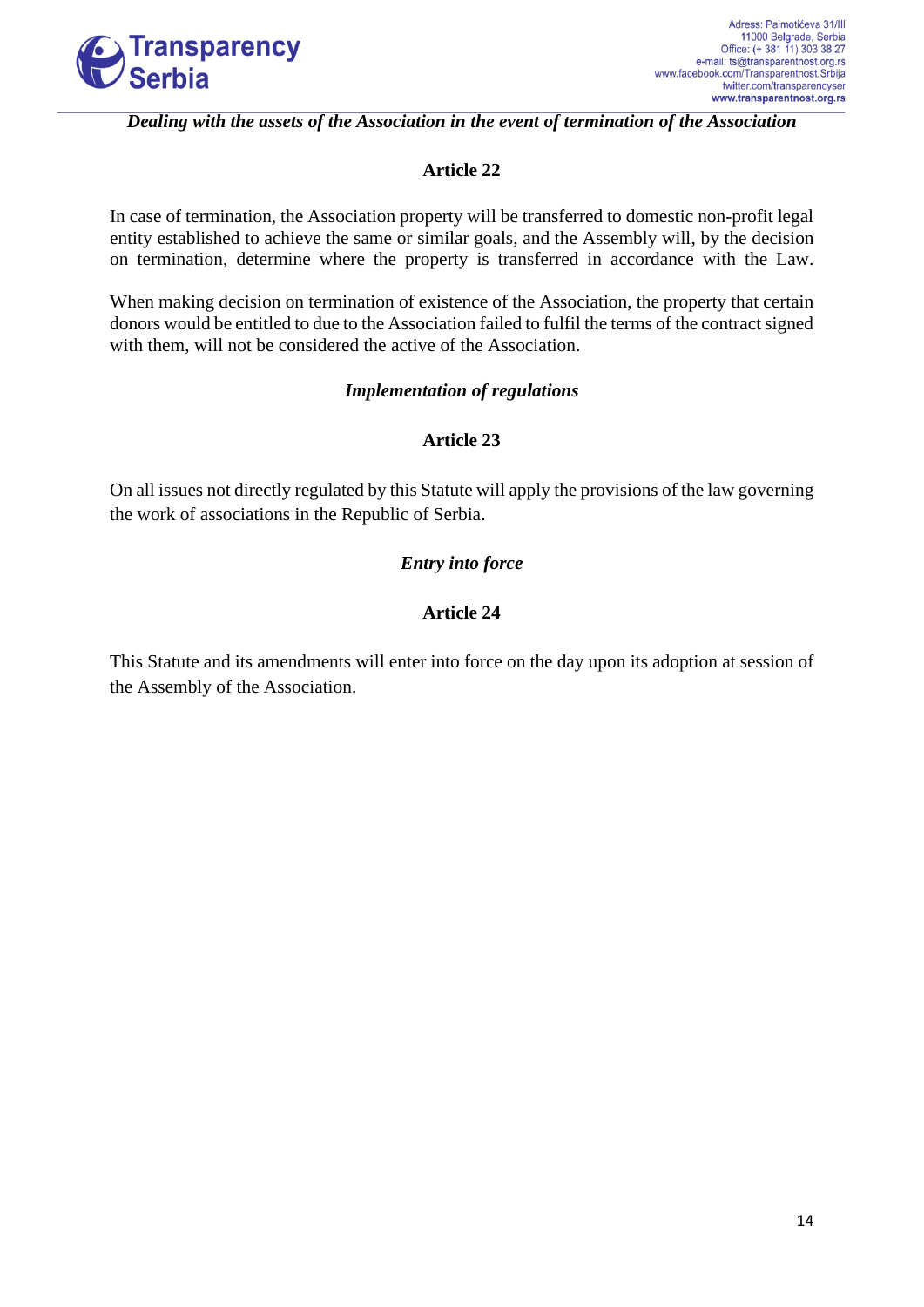*Dealing with the assets of the Association in the event of termination of the Association*

**Article 22**

In case of termination, the Association property will be transferred to domestic non-profit legal entity established to achieve the same or similar goals, and the Assembly will, by the decision on termination, determine where the property is transferred in accordance with the Law.

When making decision on termination of existence of the Association, the property that certain donors would be entitled to due to the Association failed to fulfil the terms of the contract signed with them, will not be considered the active of the Association.

*Implementation of regulations*

**Article 23**

On all issues not directly regulated by this Statute will apply the provisions of the law governing the work of associations in the Republic of Serbia.

*Entry into force*

**Article 24**

This Statute and its amendments will enter into force on the day upon its adoption at session of the Assembly of the Association.